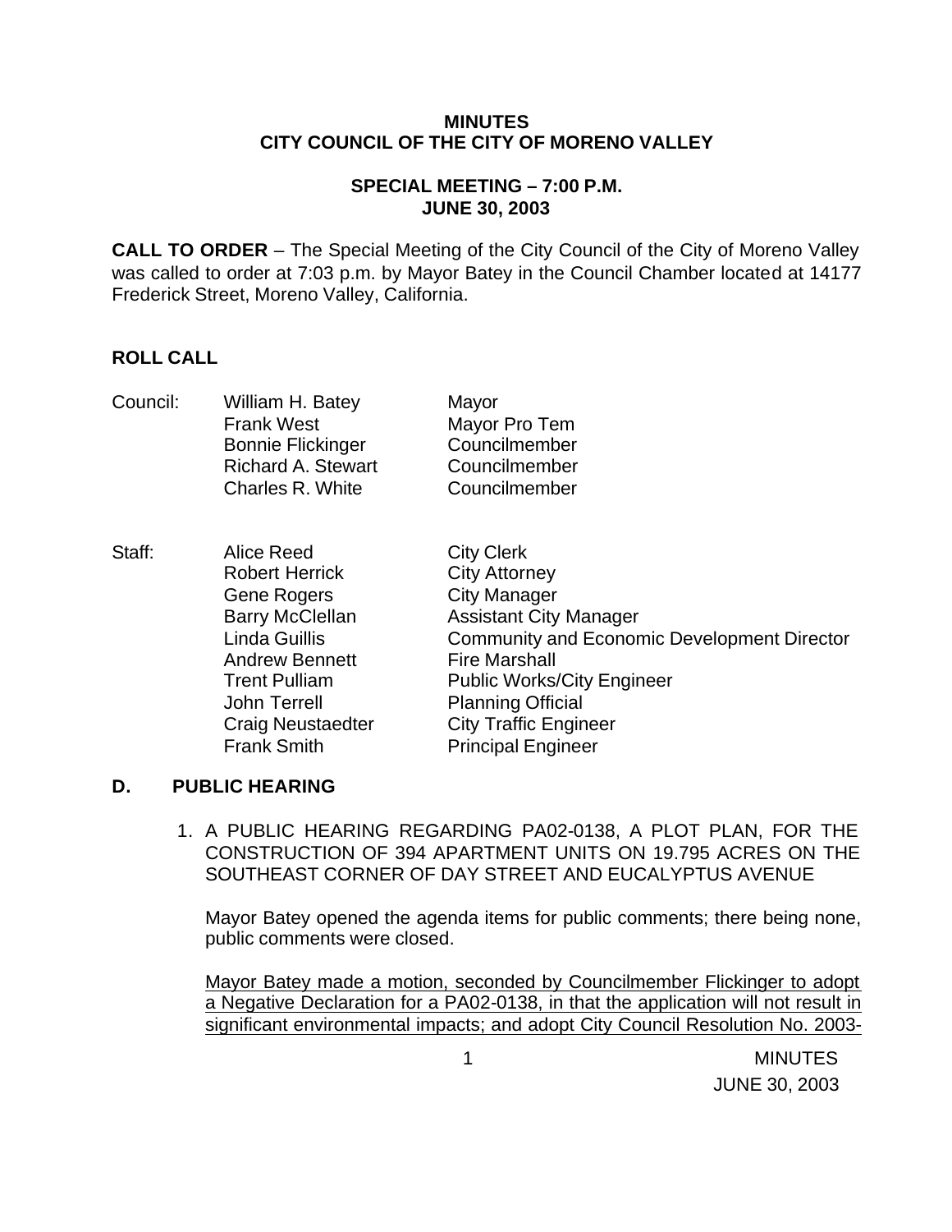**MINUTES**
**CITY COUNCIL OF THE CITY OF MORENO VALLEY**

**SPECIAL MEETING – 7:00 P.M.**
**JUNE 30, 2003**

**CALL TO ORDER** – The Special Meeting of the City Council of the City of Moreno Valley was called to order at 7:03 p.m. by Mayor Batey in the Council Chamber located at 14177 Frederick Street, Moreno Valley, California.

**ROLL CALL**

| | | |
|---|---|---|
| Council: | William H. Batey | Mayor |
| | Frank West | Mayor Pro Tem |
| | Bonnie Flickinger | Councilmember |
| | Richard A. Stewart | Councilmember |
| | Charles R. White | Councilmember |
| | | |
| Staff: | Alice Reed | City Clerk |
| | Robert Herrick | City Attorney |
| | Gene Rogers | City Manager |
| | Barry McClellan | Assistant City Manager |
| | Linda Guillis | Community and Economic Development Director |
| | Andrew Bennett | Fire Marshall |
| | Trent Pulliam | Public Works/City Engineer |
| | John Terrell | Planning Official |
| | Craig Neustaedter | City Traffic Engineer |
| | Frank Smith | Principal Engineer |

**D. PUBLIC HEARING**

1. A PUBLIC HEARING REGARDING PA02-0138, A PLOT PLAN, FOR THE CONSTRUCTION OF 394 APARTMENT UNITS ON 19.795 ACRES ON THE SOUTHEAST CORNER OF DAY STREET AND EUCALYPTUS AVENUE

   Mayor Batey opened the agenda items for public comments; there being none, public comments were closed.

   Mayor Batey made a motion, seconded by Councilmember Flickinger to adopt a Negative Declaration for a PA02-0138, in that the application will not result in significant environmental impacts; and adopt City Council Resolution No. 2003-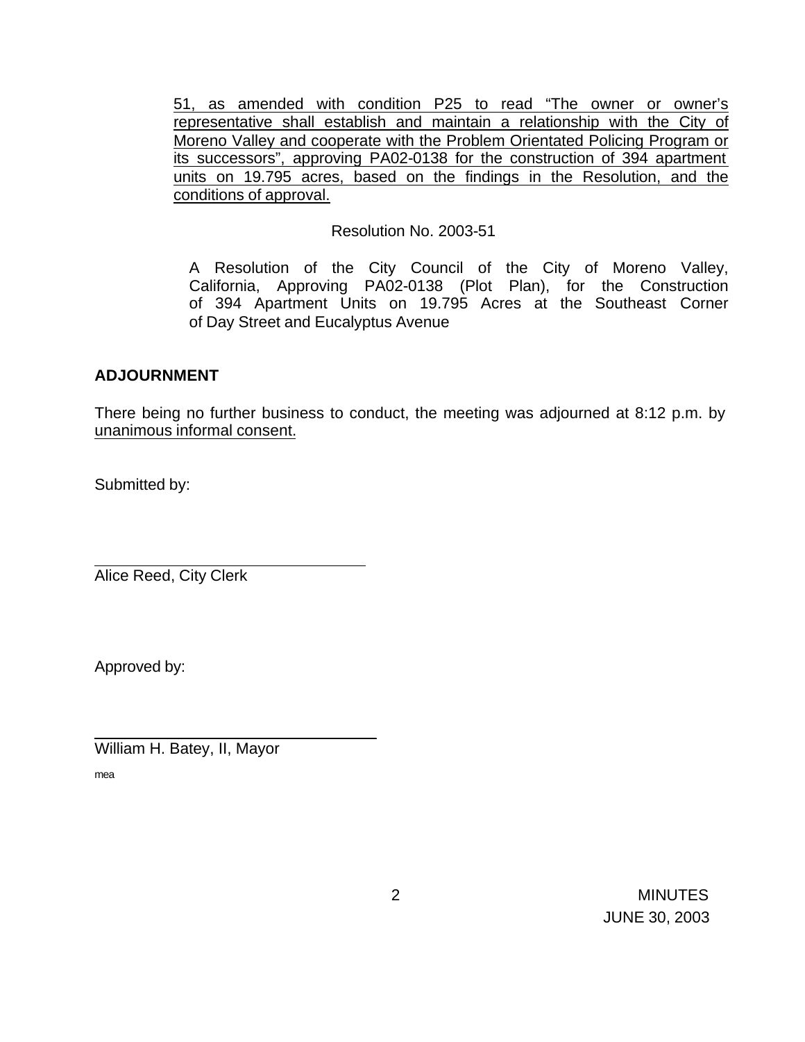51, as amended with condition P25 to read "The owner or owner's representative shall establish and maintain a relationship with the City of Moreno Valley and cooperate with the Problem Orientated Policing Program or its successors", approving PA02-0138 for the construction of 394 apartment units on 19.795 acres, based on the findings in the Resolution, and the conditions of approval.

Resolution No. 2003-51

A Resolution of the City Council of the City of Moreno Valley, California, Approving PA02-0138 (Plot Plan), for the Construction of 394 Apartment Units on 19.795 Acres at the Southeast Corner of Day Street and Eucalyptus Avenue

**ADJOURNMENT**

There being no further business to conduct, the meeting was adjourned at 8:12 p.m. by unanimous informal consent.

Submitted by:

\_\_\_\_\_\_\_\_\_\_\_\_\_\_\_\_\_\_\_\_\_\_\_\_\_\_\_\_\_\_\_\_\_\_\_

Alice Reed, City Clerk

Approved by:

\_\_\_\_\_\_\_\_\_\_\_\_\_\_\_\_\_\_\_\_\_\_\_\_\_\_\_\_\_\_\_\_\_\_\_

William H. Batey, II, Mayor

mea

MINUTES
JUNE 30, 2003